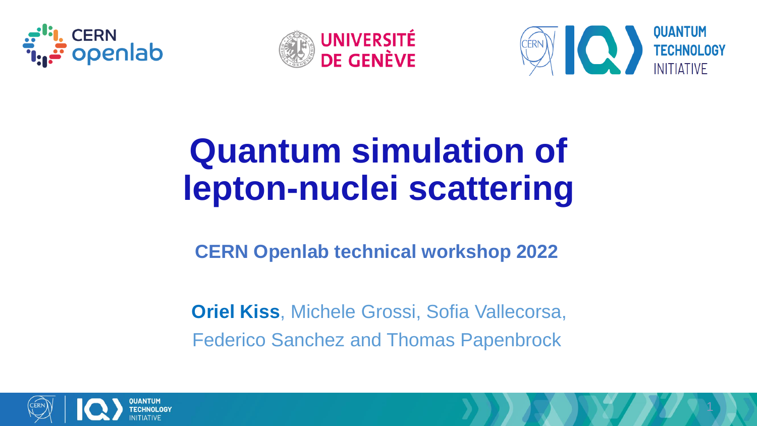# Quantum simulation of lepton-nuclei scattering

**CERN Openlab technical workshop 2022**

**Oriel Kiss**, Michele Grossi, Sofia Vallecorsa, Federico Sanchez and Thomas Papenbrock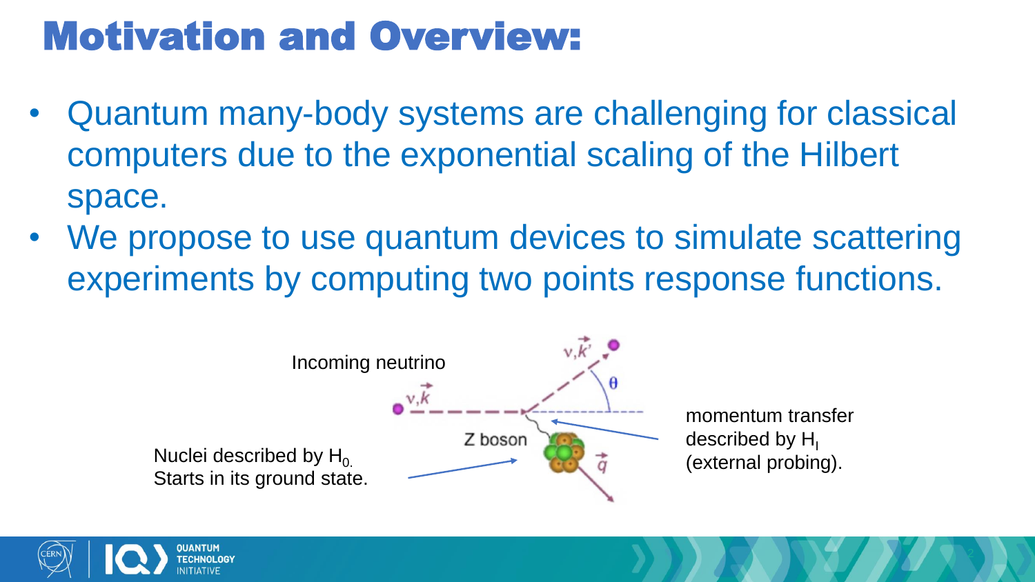# Motivation and Overview:

- Quantum many-body systems are challenging for classical computers due to the exponential scaling of the Hilbert space.
- We propose to use quantum devices to simulate scattering experiments by computing two points response functions.

Incoming neutrino

$\nu, \vec{k}$

$\nu, \vec{k}'$

$\theta$

Z boson

$\vec{q}$

Nuclei described by $H_0$. Starts in its ground state.

momentum transfer described by $H_I$ (external probing).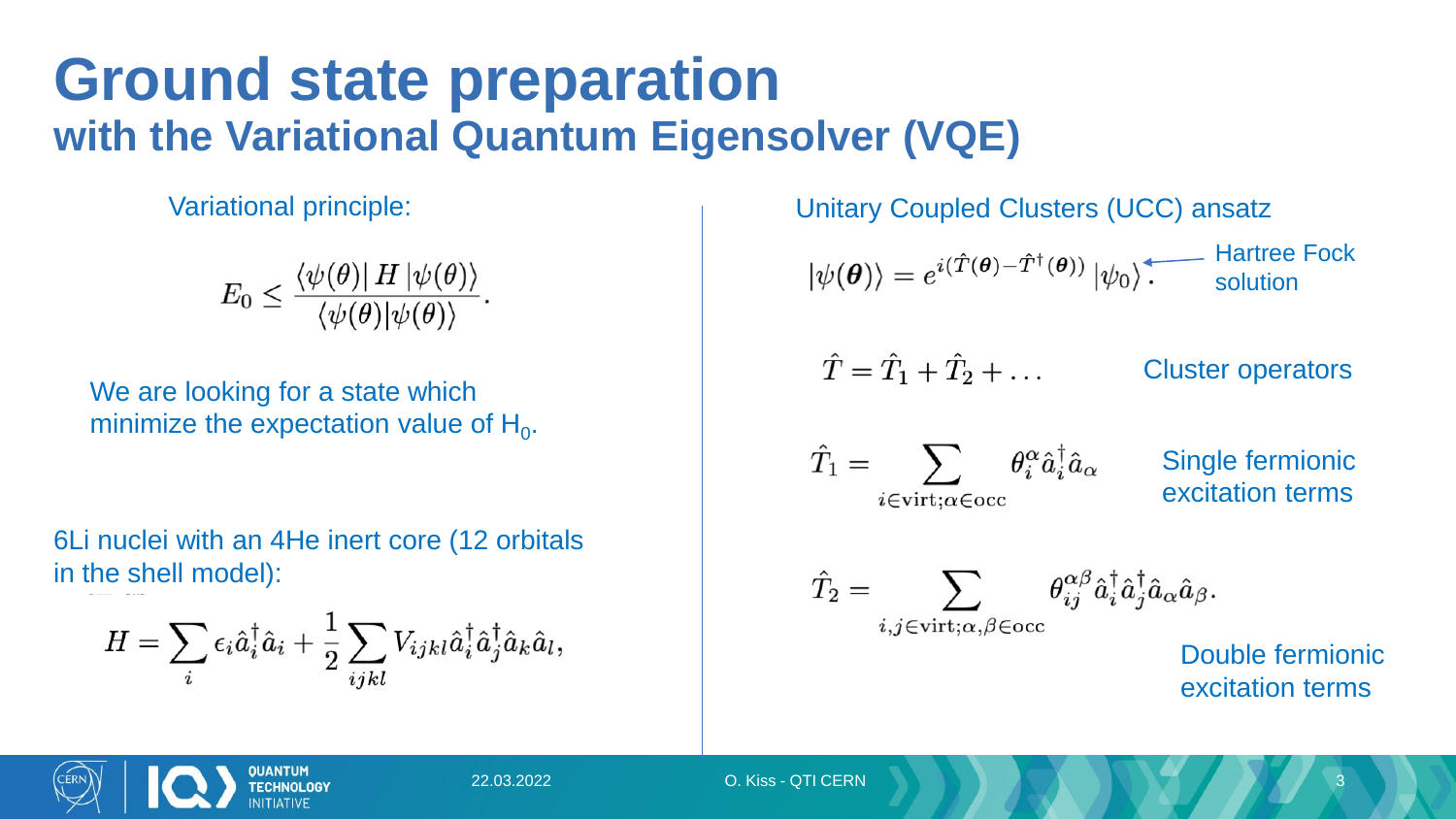# Ground state preparation
## with the Variational Quantum Eigensolver (VQE)

Variational principle:

$$E_0 \leq \frac{\langle \psi(\theta) | H | \psi(\theta) \rangle}{\langle \psi(\theta) | \psi(\theta) \rangle}.$$

We are looking for a state which minimize the expectation value of $H_0$.

6Li nuclei with an 4He inert core (12 orbitals in the shell model):

$$H = \sum_i \epsilon_i \hat{a}_i^\dagger \hat{a}_i + \frac{1}{2} \sum_{ijkl} V_{ijkl} \hat{a}_i^\dagger \hat{a}_j^\dagger \hat{a}_k \hat{a}_l,$$

Unitary Coupled Clusters (UCC) ansatz

$$|\psi(\boldsymbol{\theta})\rangle = e^{i(\hat{T}(\boldsymbol{\theta}) - \hat{T}^\dagger(\boldsymbol{\theta}))} |\psi_0\rangle.$$

$|\psi_0\rangle$: Hartree Fock solution

Cluster operators:

$$\hat{T} = \hat{T}_1 + \hat{T}_2 + \dots$$

Single fermionic excitation terms:

$$\hat{T}_1 = \sum_{i \in \text{virt}; \alpha \in \text{occ}} \theta_i^\alpha \hat{a}_i^\dagger \hat{a}_\alpha$$

Double fermionic excitation terms:

$$\hat{T}_2 = \sum_{i,j \in \text{virt}; \alpha, \beta \in \text{occ}} \theta_{ij}^{\alpha\beta} \hat{a}_i^\dagger \hat{a}_j^\dagger \hat{a}_\alpha \hat{a}_\beta.$$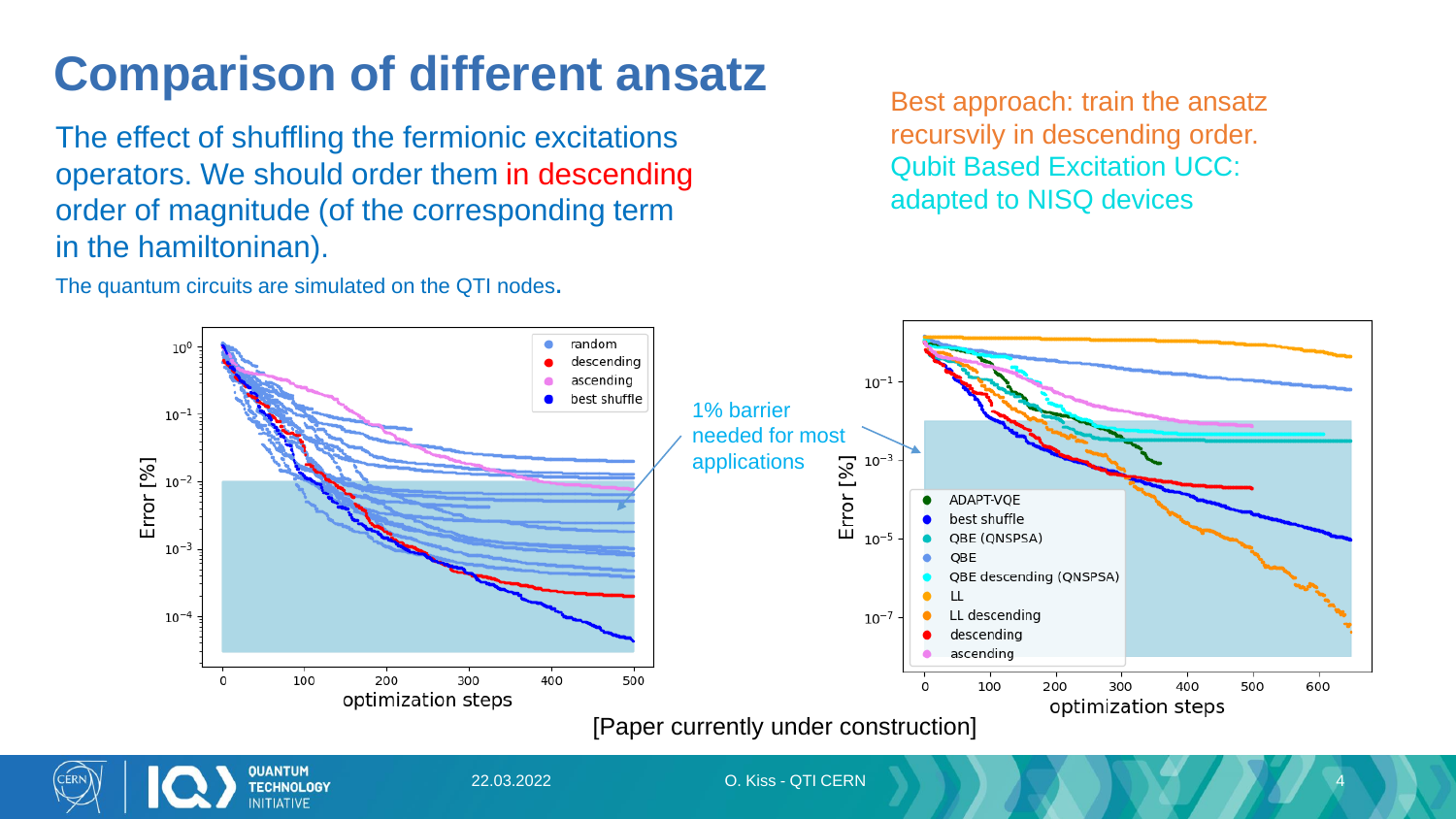# Comparison of different ansatz

The effect of shuffling the fermionic excitations operators. We should order them in descending order of magnitude (of the corresponding term in the hamiltoninan).

The quantum circuits are simulated on the QTI nodes.

Best approach: train the ansatz recursvily in descending order.

Qubit Based Excitation UCC: adapted to NISQ devices

1% barrier needed for most applications

[Paper currently under construction]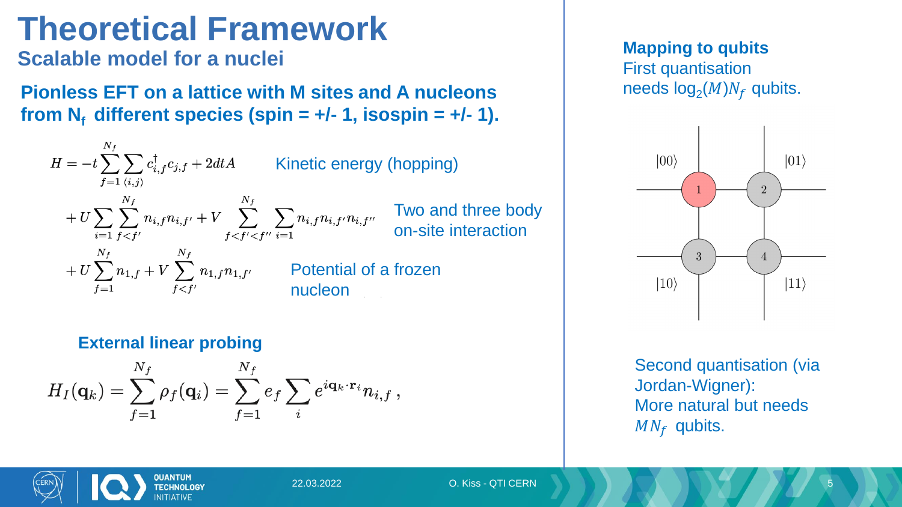# Theoretical Framework

## Scalable model for a nuclei

**Pionless EFT on a lattice with M sites and A nucleons from $N_f$ different species (spin = +/- 1, isospin = +/- 1).**

$$H = -t \sum_{f=1}^{N_f} \sum_{\langle i,j \rangle} c_{i,f}^\dagger c_{j,f} + 2dtA$$

Kinetic energy (hopping)

$$+ U \sum_{i=1} \sum_{f<f'}^{N_f} n_{i,f} n_{i,f'} + V \sum_{f<f'<f''}^{N_f} \sum_{i=1} n_{i,f} n_{i,f'} n_{i,f''}$$

Two and three body on-site interaction

$$+ U \sum_{f=1}^{N_f} n_{1,f} + V \sum_{f<f'}^{N_f} n_{1,f} n_{1,f'}$$

Potential of a frozen nucleon

**External linear probing**

$$H_I(\mathbf{q}_k) = \sum_{f=1}^{N_f} \rho_f(\mathbf{q}_i) = \sum_{f=1}^{N_f} e_f \sum_i e^{i\mathbf{q}_k \cdot \mathbf{r}_i} n_{i,f} \, ,$$

**Mapping to qubits**

First quantisation needs $\log_2(M) N_f$ qubits.

Second quantisation (via Jordan-Wigner): More natural but needs $MN_f$ qubits.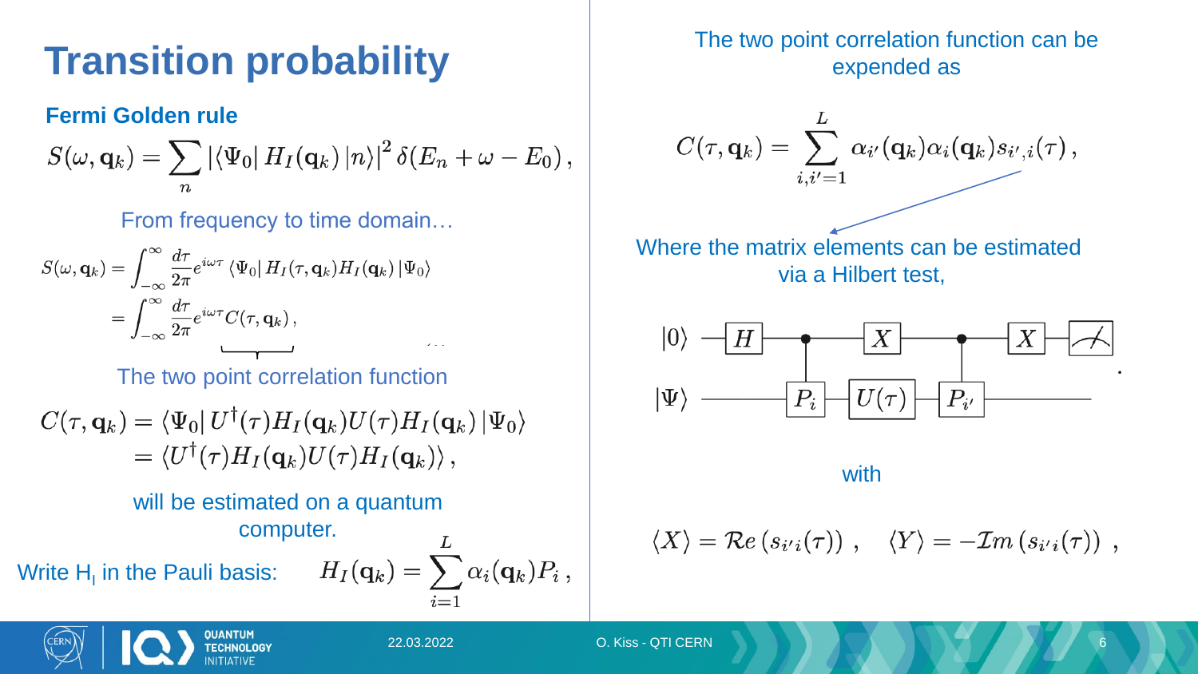# Transition probability

### Fermi Golden rule

$$S(\omega, \mathbf{q}_k) = \sum_n \left| \langle \Psi_0 | \, H_I(\mathbf{q}_k) \, | n \rangle \right|^2 \delta(E_n + \omega - E_0) \,,$$

From frequency to time domain…

$$S(\omega, \mathbf{q}_k) = \int_{-\infty}^{\infty} \frac{d\tau}{2\pi} e^{i\omega\tau} \langle \Psi_0 | \, H_I(\tau, \mathbf{q}_k) H_I(\mathbf{q}_k) \, | \Psi_0 \rangle$$
$$= \int_{-\infty}^{\infty} \frac{d\tau}{2\pi} e^{i\omega\tau} C(\tau, \mathbf{q}_k) \,,$$

The two point correlation function

$$C(\tau, \mathbf{q}_k) = \langle \Psi_0 | \, U^\dagger(\tau) H_I(\mathbf{q}_k) U(\tau) H_I(\mathbf{q}_k) \, | \Psi_0 \rangle$$
$$= \langle U^\dagger(\tau) H_I(\mathbf{q}_k) U(\tau) H_I(\mathbf{q}_k) \rangle \,,$$

will be estimated on a quantum computer.

Write $H_I$ in the Pauli basis:

$$H_I(\mathbf{q}_k) = \sum_{i=1}^{L} \alpha_i(\mathbf{q}_k) P_i \,,$$

The two point correlation function can be expended as

$$C(\tau, \mathbf{q}_k) = \sum_{i,i'=1}^{L} \alpha_{i'}(\mathbf{q}_k) \alpha_i(\mathbf{q}_k) s_{i',i}(\tau) \,,$$

Where the matrix elements can be estimated via a Hilbert test,

```
|0⟩ ──[H]──●──[X]────────●──[X]──[Measure]
           │             │
|Ψ⟩ ──────[P_i]──[U(τ)]──[P_i']──────────
```

with

$$\langle X \rangle = \mathcal{R}e\left(s_{i'i}(\tau)\right) \,, \quad \langle Y \rangle = -\mathcal{I}m\left(s_{i'i}(\tau)\right) \,,$$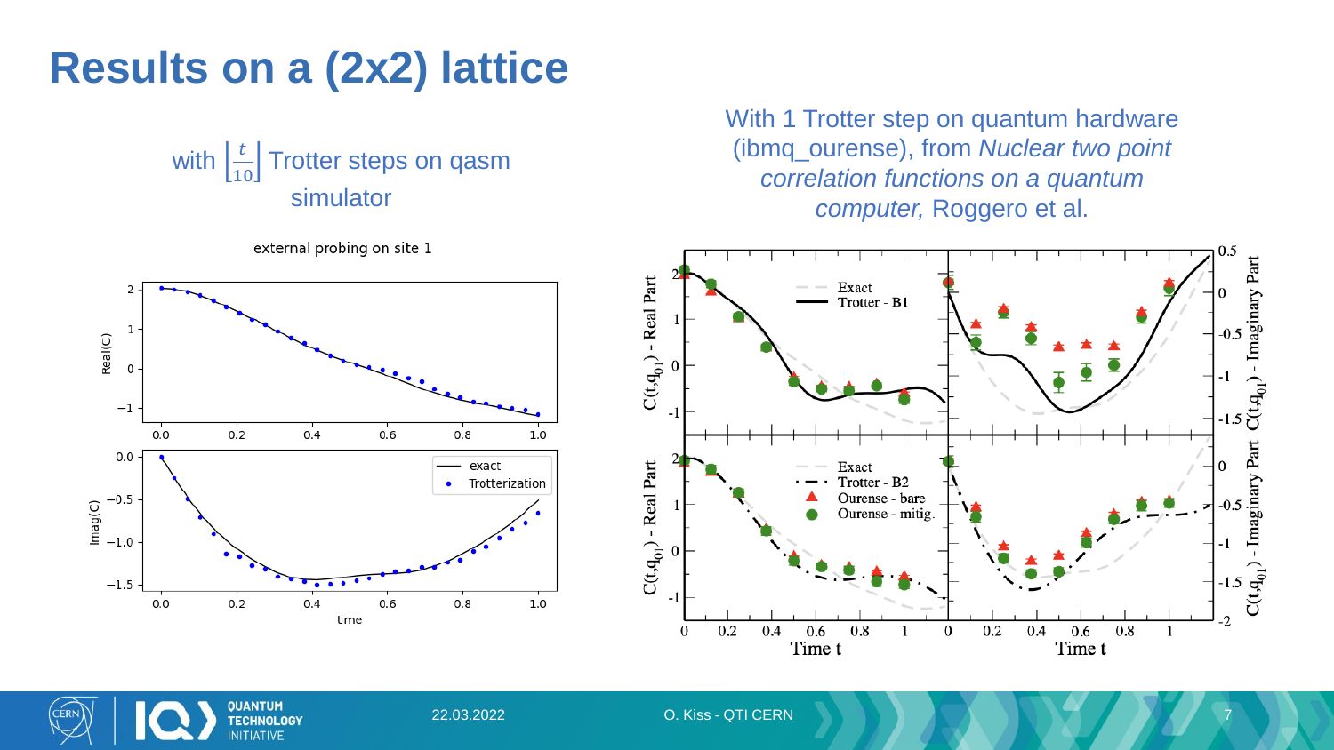# Results on a (2x2) lattice

with $\left\lfloor \frac{t}{10} \right\rfloor$ Trotter steps on qasm simulator

external probing on site 1

With 1 Trotter step on quantum hardware (ibmq_ourense), from *Nuclear two point correlation functions on a quantum computer,* Roggero et al.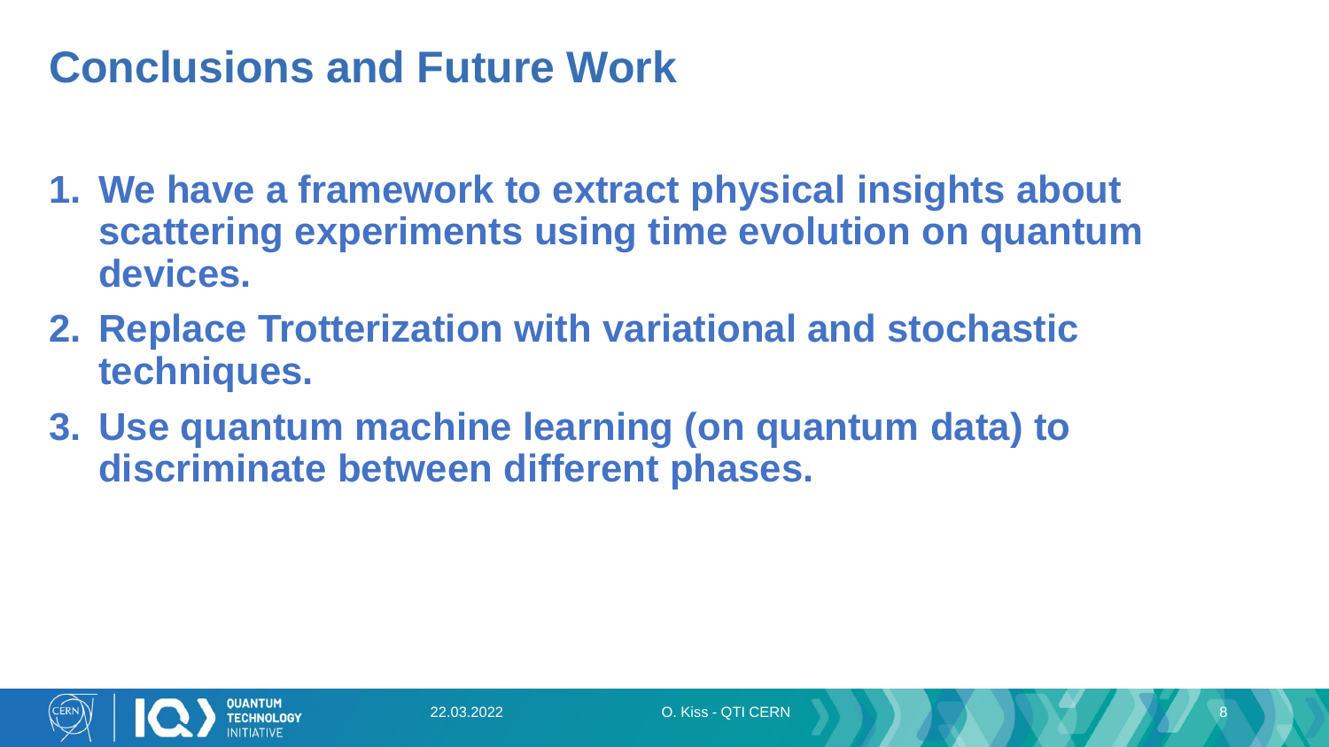# Conclusions and Future Work

1. **We have a framework to extract physical insights about scattering experiments using time evolution on quantum devices.**
2. **Replace Trotterization with variational and stochastic techniques.**
3. **Use quantum machine learning (on quantum data) to discriminate between different phases.**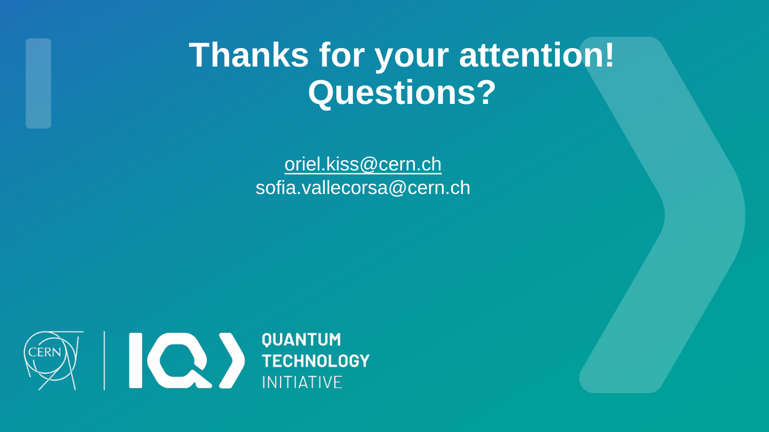# Thanks for your attention! Questions?

oriel.kiss@cern.ch
sofia.vallecorsa@cern.ch

QUANTUM TECHNOLOGY INITIATIVE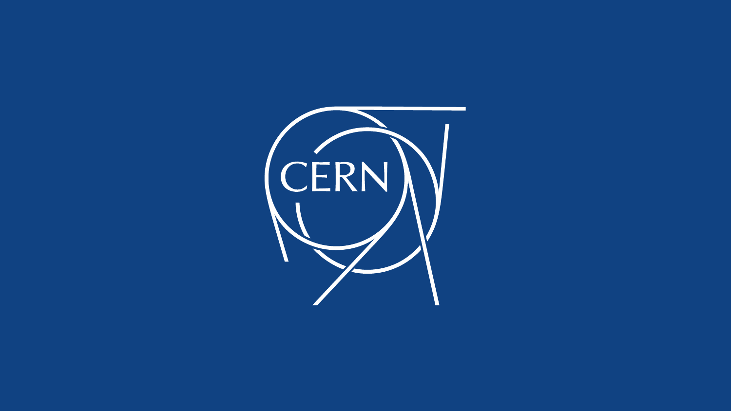CERN